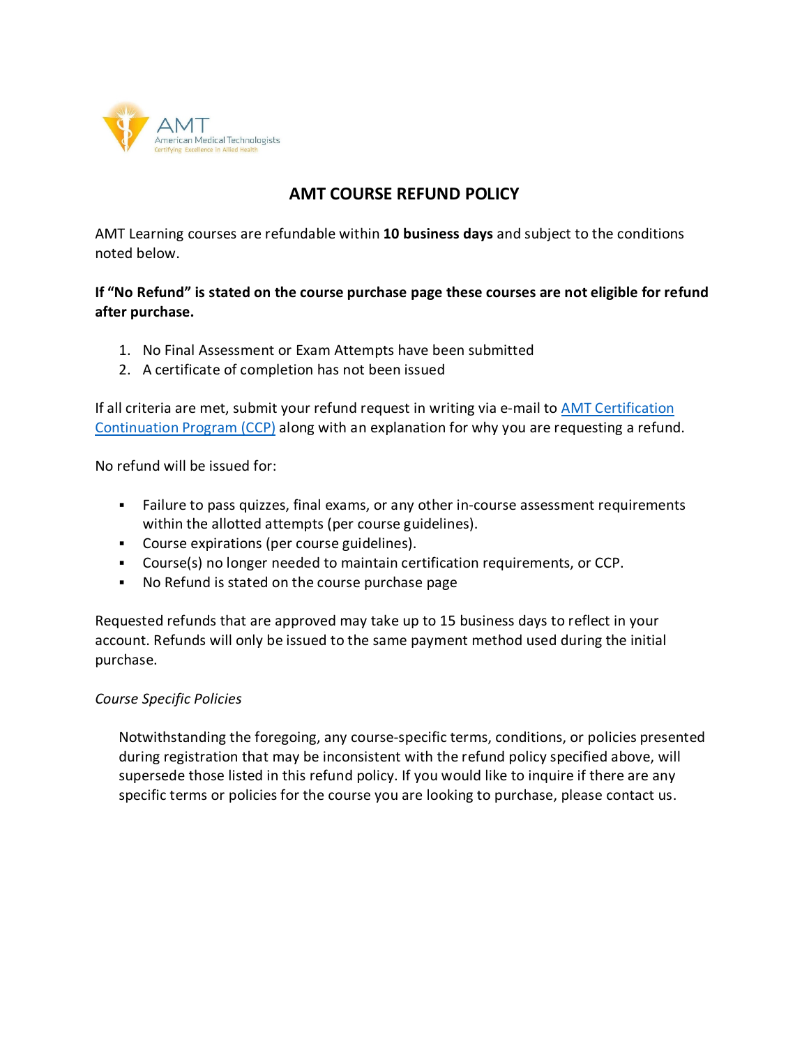# AMT COURSE REFUND POLICY

AMT Learning courses are refundable within **10 business days** and subject to the conditions noted below.

**If "No Refund" is stated on the course purchase page these courses are not eligible for refund after purchase.**

1. No Final Assessment or Exam Attempts have been submitted
2. A certificate of completion has not been issued

If all criteria are met, submit your refund request in writing via e-mail to AMT Certification Continuation Program (CCP) along with an explanation for why you are requesting a refund.

No refund will be issued for:

- Failure to pass quizzes, final exams, or any other in-course assessment requirements within the allotted attempts (per course guidelines).
- Course expirations (per course guidelines).
- Course(s) no longer needed to maintain certification requirements, or CCP.
- No Refund is stated on the course purchase page

Requested refunds that are approved may take up to 15 business days to reflect in your account. Refunds will only be issued to the same payment method used during the initial purchase.

*Course Specific Policies*

Notwithstanding the foregoing, any course-specific terms, conditions, or policies presented during registration that may be inconsistent with the refund policy specified above, will supersede those listed in this refund policy. If you would like to inquire if there are any specific terms or policies for the course you are looking to purchase, please contact us.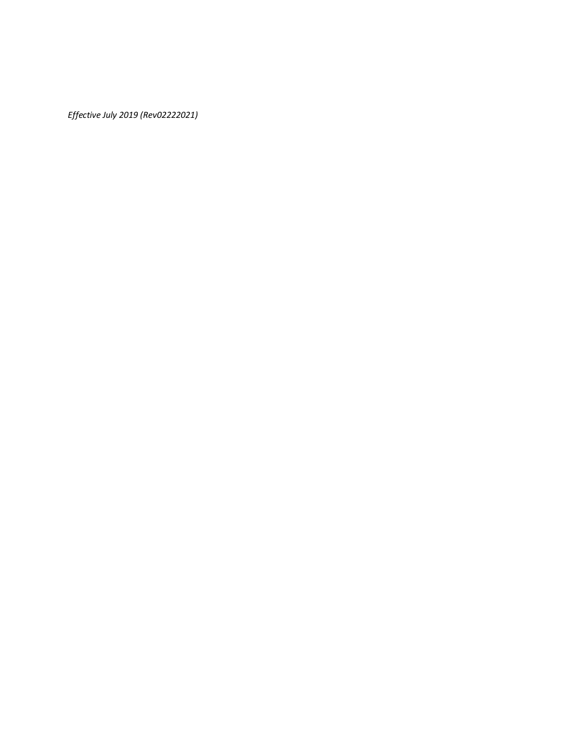*Effective July 2019 (Rev02222021)*